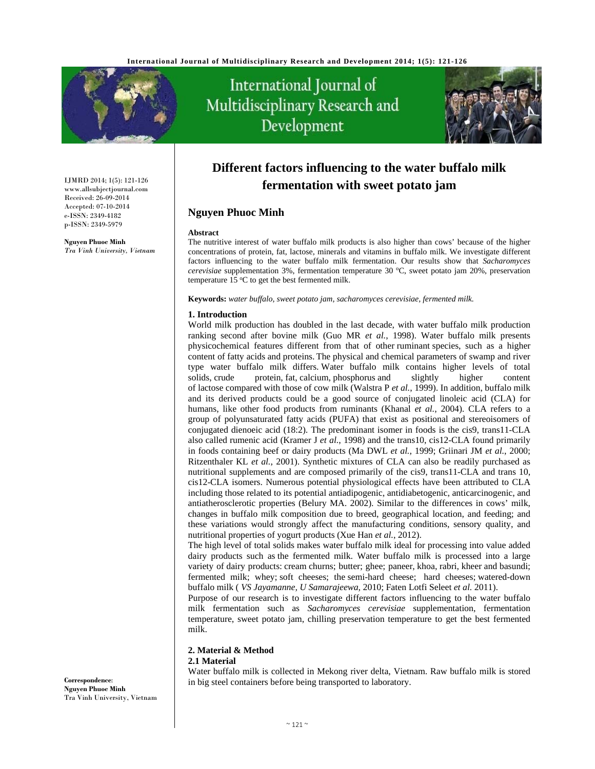# Different factors influencing to the water buffalo milk fermentation with sweet potato jam

## Nguyen Phuoc Minh

IJMRD 2014; 1(5): 121-126
www.allsubjectjournal.com
Received: 26-09-2014
Accepted: 07-10-2014
e-ISSN: 2349-4182
p-ISSN: 2349-5979

**Nguyen Phuoc Minh**
*Tra Vinh University, Vietnam*

**Correspondence**:
**Nguyen Phuoc Minh**
Tra Vinh University, Vietnam

**Abstract**
The nutritive interest of water buffalo milk products is also higher than cows' because of the higher concentrations of protein, fat, lactose, minerals and vitamins in buffalo milk. We investigate different factors influencing to the water buffalo milk fermentation. Our results show that *Sacharomyces cerevisiae* supplementation 3%, fermentation temperature 30 ºC, sweet potato jam 20%, preservation temperature 15 ºC to get the best fermented milk.

**Keywords:** *water buffalo, sweet potato jam, sacharomyces cerevisiae, fermented milk.*

### 1. Introduction
World milk production has doubled in the last decade, with water buffalo milk production ranking second after bovine milk (Guo MR *et al.*, 1998). Water buffalo milk presents physicochemical features different from that of other ruminant species, such as a higher content of fatty acids and proteins. The physical and chemical parameters of swamp and river type water buffalo milk differs. Water buffalo milk contains higher levels of total solids, crude protein, fat, calcium, phosphorus and slightly higher content of lactose compared with those of cow milk (Walstra P *et al.*, 1999). In addition, buffalo milk and its derived products could be a good source of conjugated linoleic acid (CLA) for humans, like other food products from ruminants (Khanal *et al.*, 2004). CLA refers to a group of polyunsaturated fatty acids (PUFA) that exist as positional and stereoisomers of conjugated dienoeic acid (18:2). The predominant isomer in foods is the cis9, trans11-CLA also called rumenic acid (Kramer J *et al.*, 1998) and the trans10, cis12-CLA found primarily in foods containing beef or dairy products (Ma DWL *et al.*, 1999; Griinari JM *et al.*, 2000; Ritzenthaler KL *et al.*, 2001). Synthetic mixtures of CLA can also be readily purchased as nutritional supplements and are composed primarily of the cis9, trans11-CLA and trans 10, cis12-CLA isomers. Numerous potential physiological effects have been attributed to CLA including those related to its potential antiadipogenic, antidiabetogenic, anticarcinogenic, and antiatherosclerotic properties (Belury MA. 2002). Similar to the differences in cows' milk, changes in buffalo milk composition due to breed, geographical location, and feeding; and these variations would strongly affect the manufacturing conditions, sensory quality, and nutritional properties of yogurt products (Xue Han *et al.*, 2012).

The high level of total solids makes water buffalo milk ideal for processing into value added dairy products such as the fermented milk. Water buffalo milk is processed into a large variety of dairy products: cream churns; butter; ghee; paneer, khoa, rabri, kheer and basundi; fermented milk; whey; soft cheeses; the semi-hard cheese; hard cheeses; watered-down buffalo milk ( *VS Jayamanne, U Samarajeewa,* 2010; Faten Lotfi Seleet *et al.* 2011).

Purpose of our research is to investigate different factors influencing to the water buffalo milk fermentation such as *Sacharomyces cerevisiae* supplementation, fermentation temperature, sweet potato jam, chilling preservation temperature to get the best fermented milk.

### 2. Material & Method
#### 2.1 Material
Water buffalo milk is collected in Mekong river delta, Vietnam. Raw buffalo milk is stored in big steel containers before being transported to laboratory.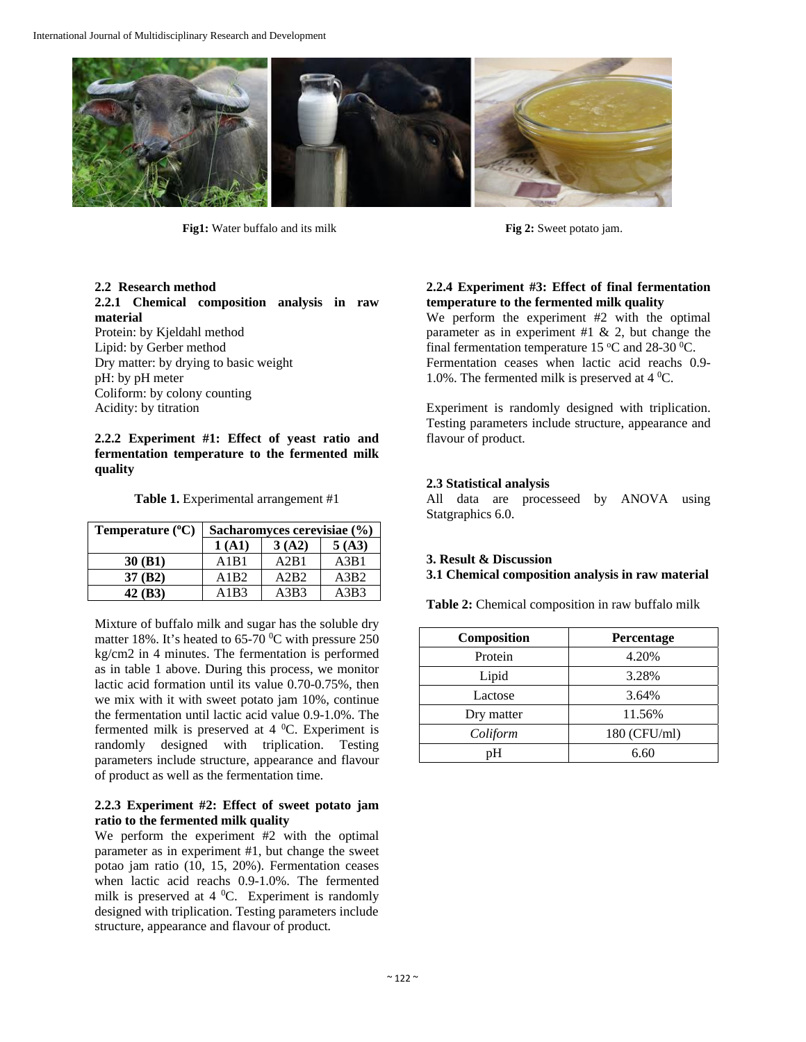Fig1: Water buffalo and its milk

Fig 2: Sweet potato jam.

### 2.2 Research method

#### 2.2.1 Chemical composition analysis in raw material

Protein: by Kjeldahl method
Lipid: by Gerber method
Dry matter: by drying to basic weight
pH: by pH meter
Coliform: by colony counting
Acidity: by titration

#### 2.2.2 Experiment #1: Effect of yeast ratio and fermentation temperature to the fermented milk quality

**Table 1.** Experimental arrangement #1

| Temperature (°C) | Sacharomyces cerevisiae (%) | | |
|---|---|---|---|
| | 1 (A1) | 3 (A2) | 5 (A3) |
| 30 (B1) | A1B1 | A2B1 | A3B1 |
| 37 (B2) | A1B2 | A2B2 | A3B2 |
| 42 (B3) | A1B3 | A3B3 | A3B3 |

Mixture of buffalo milk and sugar has the soluble dry matter 18%. It's heated to 65-70 $^0$C with pressure 250 kg/cm2 in 4 minutes. The fermentation is performed as in table 1 above. During this process, we monitor lactic acid formation until its value 0.70-0.75%, then we mix with it with sweet potato jam 10%, continue the fermentation until lactic acid value 0.9-1.0%. The fermented milk is preserved at 4 $^0$C. Experiment is randomly designed with triplication. Testing parameters include structure, appearance and flavour of product as well as the fermentation time.

#### 2.2.3 Experiment #2: Effect of sweet potato jam ratio to the fermented milk quality

We perform the experiment #2 with the optimal parameter as in experiment #1, but change the sweet potao jam ratio (10, 15, 20%). Fermentation ceases when lactic acid reachs 0.9-1.0%. The fermented milk is preserved at 4 $^0$C. Experiment is randomly designed with triplication. Testing parameters include structure, appearance and flavour of product.

#### 2.2.4 Experiment #3: Effect of final fermentation temperature to the fermented milk quality

We perform the experiment #2 with the optimal parameter as in experiment #1 & 2, but change the final fermentation temperature 15 $^o$C and 28-30 $^0$C. Fermentation ceases when lactic acid reachs 0.9-1.0%. The fermented milk is preserved at 4 $^0$C.

Experiment is randomly designed with triplication. Testing parameters include structure, appearance and flavour of product.

### 2.3 Statistical analysis

All data are processeed by ANOVA using Statgraphics 6.0.

## 3. Result & Discussion

### 3.1 Chemical composition analysis in raw material

**Table 2:** Chemical composition in raw buffalo milk

| Composition | Percentage |
|---|---|
| Protein | 4.20% |
| Lipid | 3.28% |
| Lactose | 3.64% |
| Dry matter | 11.56% |
| *Coliform* | 180 (CFU/ml) |
| pH | 6.60 |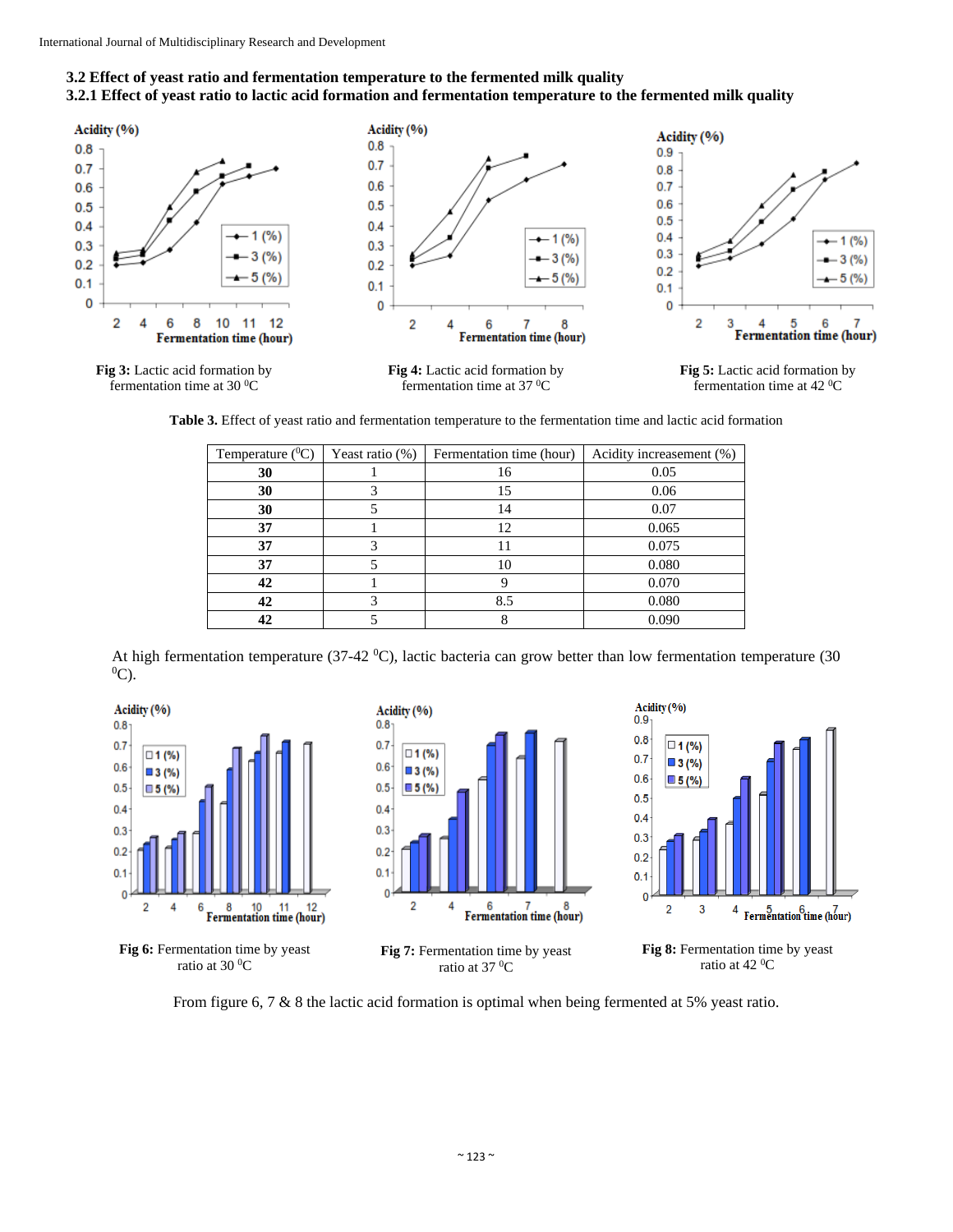### 3.2 Effect of yeast ratio and fermentation temperature to the fermented milk quality

#### 3.2.1 Effect of yeast ratio to lactic acid formation and fermentation temperature to the fermented milk quality

**Fig 3:** Lactic acid formation by fermentation time at 30 $^0$C

**Fig 4:** Lactic acid formation by fermentation time at 37 $^0$C

**Fig 5:** Lactic acid formation by fermentation time at 42 $^0$C

**Table 3.** Effect of yeast ratio and fermentation temperature to the fermentation time and lactic acid formation

| Temperature ($^0$C) | Yeast ratio (%) | Fermentation time (hour) | Acidity increasement (%) |
|---|---|---|---|
| **30** | 1 | 16 | 0.05 |
| **30** | 3 | 15 | 0.06 |
| **30** | 5 | 14 | 0.07 |
| **37** | 1 | 12 | 0.065 |
| **37** | 3 | 11 | 0.075 |
| **37** | 5 | 10 | 0.080 |
| **42** | 1 | 9 | 0.070 |
| **42** | 3 | 8.5 | 0.080 |
| **42** | 5 | 8 | 0.090 |

At high fermentation temperature (37-42 $^0$C), lactic bacteria can grow better than low fermentation temperature (30 $^0$C).

**Fig 6:** Fermentation time by yeast ratio at 30 $^0$C

**Fig 7:** Fermentation time by yeast ratio at 37 $^0$C

**Fig 8:** Fermentation time by yeast ratio at 42 $^0$C

From figure 6, 7 & 8 the lactic acid formation is optimal when being fermented at 5% yeast ratio.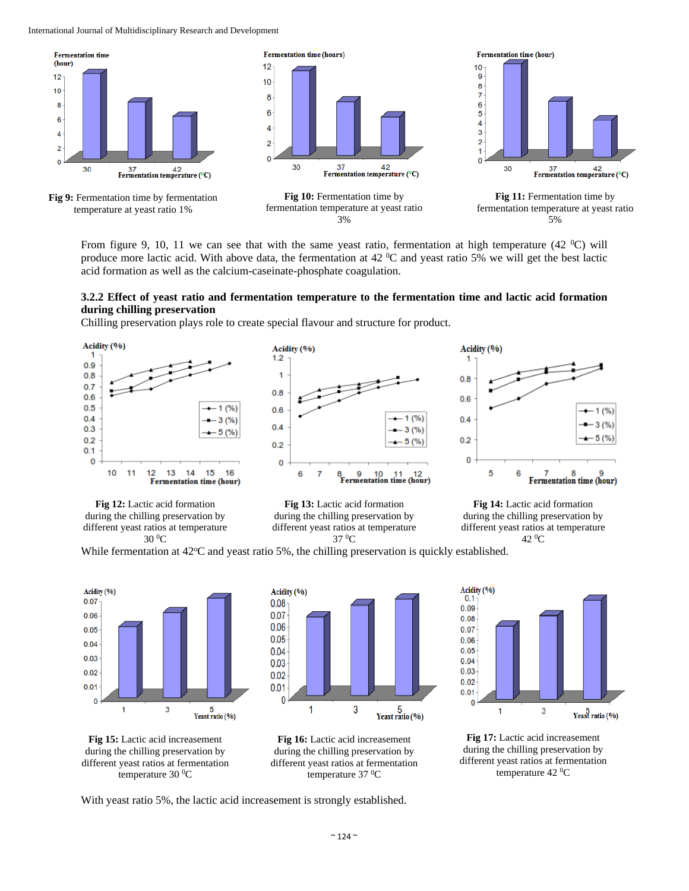**Fig 9:** Fermentation time by fermentation temperature at yeast ratio 1%

**Fig 10:** Fermentation time by fermentation temperature at yeast ratio 3%

**Fig 11:** Fermentation time by fermentation temperature at yeast ratio 5%

From figure 9, 10, 11 we can see that with the same yeast ratio, fermentation at high temperature (42 $^0$C) will produce more lactic acid. With above data, the fermentation at 42 $^0$C and yeast ratio 5% we will get the best lactic acid formation as well as the calcium-caseinate-phosphate coagulation.

### 3.2.2 Effect of yeast ratio and fermentation temperature to the fermentation time and lactic acid formation during chilling preservation

Chilling preservation plays role to create special flavour and structure for product.

**Fig 12:** Lactic acid formation during the chilling preservation by different yeast ratios at temperature 30 $^0$C

**Fig 13:** Lactic acid formation during the chilling preservation by different yeast ratios at temperature 37 $^0$C

**Fig 14:** Lactic acid formation during the chilling preservation by different yeast ratios at temperature 42 $^0$C

While fermentation at 42$^o$C and yeast ratio 5%, the chilling preservation is quickly established.

**Fig 15:** Lactic acid increasement during the chilling preservation by different yeast ratios at fermentation temperature 30 $^0$C

**Fig 16:** Lactic acid increasement during the chilling preservation by different yeast ratios at fermentation temperature 37 $^0$C

**Fig 17:** Lactic acid increasement during the chilling preservation by different yeast ratios at fermentation temperature 42 $^0$C

With yeast ratio 5%, the lactic acid increasement is strongly established.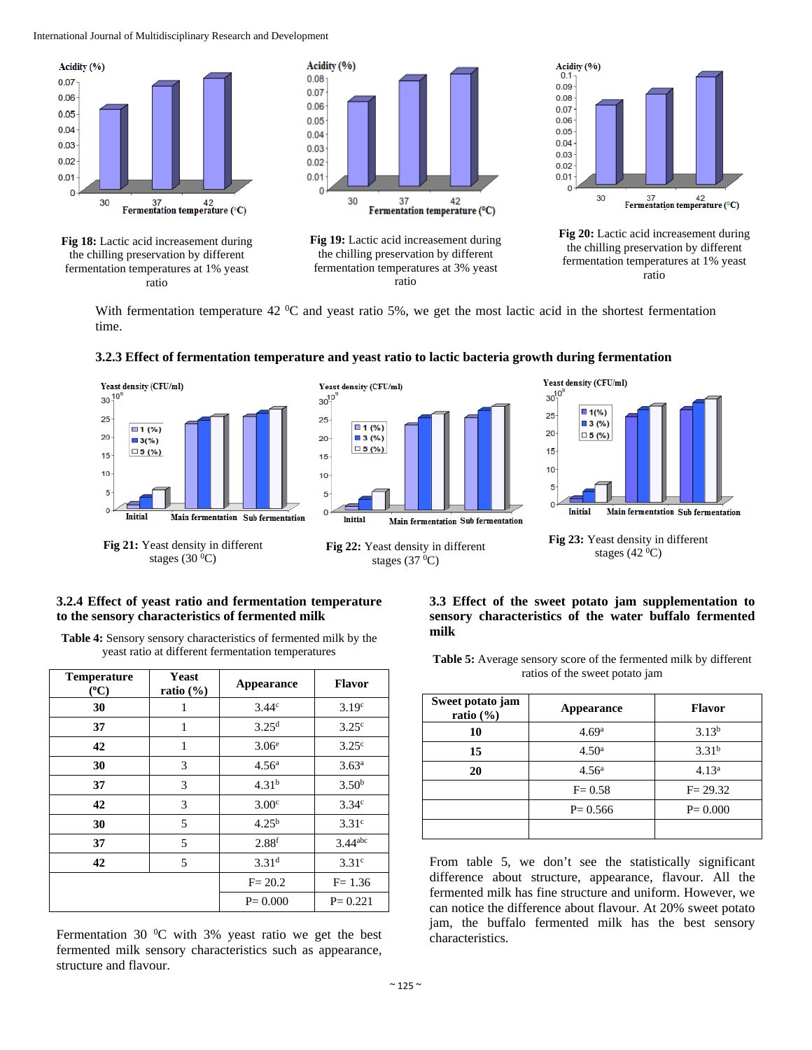Fig 18: Lactic acid increasement during the chilling preservation by different fermentation temperatures at 1% yeast ratio

Fig 19: Lactic acid increasement during the chilling preservation by different fermentation temperatures at 3% yeast ratio

Fig 20: Lactic acid increasement during the chilling preservation by different fermentation temperatures at 1% yeast ratio

With fermentation temperature 42 $^0$C and yeast ratio 5%, we get the most lactic acid in the shortest fermentation time.

### 3.2.3 Effect of fermentation temperature and yeast ratio to lactic bacteria growth during fermentation

**Fig 21:** Yeast density in different stages (30 $^0$C)

**Fig 22:** Yeast density in different stages (37 $^0$C)

**Fig 23:** Yeast density in different stages (42 $^0$C)

### 3.2.4 Effect of yeast ratio and fermentation temperature to the sensory characteristics of fermented milk

**Table 4:** Sensory sensory characteristics of fermented milk by the yeast ratio at different fermentation temperatures

| Temperature (ºC) | Yeast ratio (%) | Appearance | Flavor |
|---|---|---|---|
| 30 | 1 | 3.44$^c$ | 3.19$^c$ |
| 37 | 1 | 3.25$^d$ | 3.25$^c$ |
| 42 | 1 | 3.06$^e$ | 3.25$^c$ |
| 30 | 3 | 4.56$^a$ | 3.63$^a$ |
| 37 | 3 | 4.31$^b$ | 3.50$^b$ |
| 42 | 3 | 3.00$^c$ | 3.34$^c$ |
| 30 | 5 | 4.25$^b$ | 3.31$^c$ |
| 37 | 5 | 2.88$^f$ | 3.44$^{abc}$ |
| 42 | 5 | 3.31$^d$ | 3.31$^c$ |
| | | F= 20.2 | F= 1.36 |
| | | P= 0.000 | P= 0.221 |

Fermentation 30 $^0$C with 3% yeast ratio we get the best fermented milk sensory characteristics such as appearance, structure and flavour.

### 3.3 Effect of the sweet potato jam supplementation to sensory characteristics of the water buffalo fermented milk

**Table 5:** Average sensory score of the fermented milk by different ratios of the sweet potato jam

| Sweet potato jam ratio (%) | Appearance | Flavor |
|---|---|---|
| 10 | 4.69$^a$ | 3.13$^b$ |
| 15 | 4.50$^a$ | 3.31$^b$ |
| 20 | 4.56$^a$ | 4.13$^a$ |
| | F= 0.58 | F= 29.32 |
| | P= 0.566 | P= 0.000 |
| | | |

From table 5, we don't see the statistically significant difference about structure, appearance, flavour. All the fermented milk has fine structure and uniform. However, we can notice the difference about flavour. At 20% sweet potato jam, the buffalo fermented milk has the best sensory characteristics.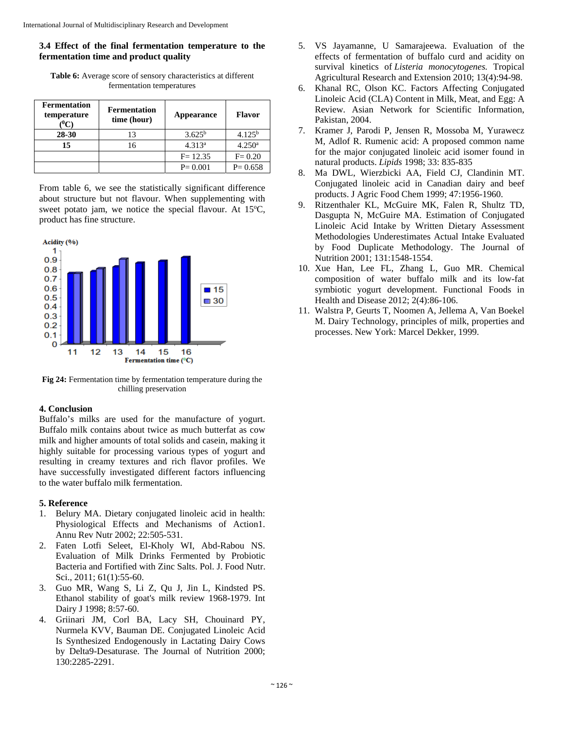### 3.4 Effect of the final fermentation temperature to the fermentation time and product quality

**Table 6:** Average score of sensory characteristics at different fermentation temperatures

| Fermentation temperature ($^0$C) | Fermentation time (hour) | Appearance | Flavor |
|---|---|---|---|
| **28-30** | 13 | $3.625^b$ | $4.125^b$ |
| **15** | 16 | $4.313^a$ | $4.250^a$ |
| | | F= 12.35 | F= 0.20 |
| | | P= 0.001 | P= 0.658 |

From table 6, we see the statistically significant difference about structure but not flavour. When supplementing with sweet potato jam, we notice the special flavour. At 15$^o$C, product has fine structure.

Acidity (%)
1
0.9
0.8
0.7
0.6
0.5
0.4
0.3
0.2
0.1
0
11 12 13 14 15 16
Fermentation time ($^o$C)
15
30

**Fig 24:** Fermentation time by fermentation temperature during the chilling preservation

## 4. Conclusion

Buffalo's milks are used for the manufacture of yogurt. Buffalo milk contains about twice as much butterfat as cow milk and higher amounts of total solids and casein, making it highly suitable for processing various types of yogurt and resulting in creamy textures and rich flavor profiles. We have successfully investigated different factors influencing to the water buffalo milk fermentation.

## 5. Reference

1. Belury MA. Dietary conjugated linoleic acid in health: Physiological Effects and Mechanisms of Action1. Annu Rev Nutr 2002; 22:505-531.
2. Faten Lotfi Seleet, El-Kholy WI, Abd-Rabou NS. Evaluation of Milk Drinks Fermented by Probiotic Bacteria and Fortified with Zinc Salts. Pol. J. Food Nutr. Sci., 2011; 61(1):55-60.
3. Guo MR, Wang S, Li Z, Qu J, Jin L, Kindsted PS. Ethanol stability of goat's milk review 1968-1979. Int Dairy J 1998; 8:57-60.
4. Griinari JM, Corl BA, Lacy SH, Chouinard PY, Nurmela KVV, Bauman DE. Conjugated Linoleic Acid Is Synthesized Endogenously in Lactating Dairy Cows by Delta9-Desaturase. The Journal of Nutrition 2000; 130:2285-2291.
5. VS Jayamanne, U Samarajeewa. Evaluation of the effects of fermentation of buffalo curd and acidity on survival kinetics of *Listeria monocytogenes.* Tropical Agricultural Research and Extension 2010; 13(4):94-98.
6. Khanal RC, Olson KC. Factors Affecting Conjugated Linoleic Acid (CLA) Content in Milk, Meat, and Egg: A Review. Asian Network for Scientific Information, Pakistan, 2004.
7. Kramer J, Parodi P, Jensen R, Mossoba M, Yurawecz M, Adlof R. Rumenic acid: A proposed common name for the major conjugated linoleic acid isomer found in natural products. *Lipids* 1998; 33: 835-835
8. Ma DWL, Wierzbicki AA, Field CJ, Clandinin MT. Conjugated linoleic acid in Canadian dairy and beef products. J Agric Food Chem 1999; 47:1956-1960.
9. Ritzenthaler KL, McGuire MK, Falen R, Shultz TD, Dasgupta N, McGuire MA. Estimation of Conjugated Linoleic Acid Intake by Written Dietary Assessment Methodologies Underestimates Actual Intake Evaluated by Food Duplicate Methodology. The Journal of Nutrition 2001; 131:1548-1554.
10. Xue Han, Lee FL, Zhang L, Guo MR. Chemical composition of water buffalo milk and its low-fat symbiotic yogurt development. Functional Foods in Health and Disease 2012; 2(4):86-106.
11. Walstra P, Geurts T, Noomen A, Jellema A, Van Boekel M. Dairy Technology, principles of milk, properties and processes. New York: Marcel Dekker, 1999.